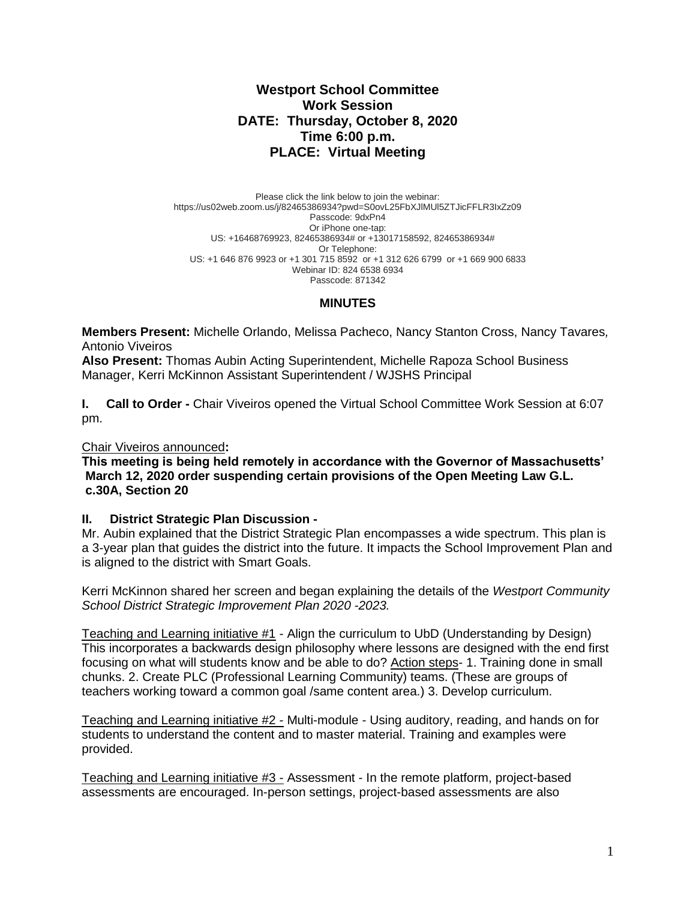# Westport School Committee
## Work Session
## DATE: Thursday, October 8, 2020
## Time 6:00 p.m.
## PLACE: Virtual Meeting

Please click the link below to join the webinar:
https://us02web.zoom.us/j/82465386934?pwd=S0ovL25FbXJlMUl5ZTJicFFLR3IxZz09
Passcode: 9dxPn4
Or iPhone one-tap:
US: +16468769923, 82465386934# or +13017158592, 82465386934#
Or Telephone:
US: +1 646 876 9923 or +1 301 715 8592 or +1 312 626 6799 or +1 669 900 6833
Webinar ID: 824 6538 6934
Passcode: 871342

## MINUTES

**Members Present:** Michelle Orlando, Melissa Pacheco, Nancy Stanton Cross, Nancy Tavares, Antonio Viveiros
**Also Present:** Thomas Aubin Acting Superintendent, Michelle Rapoza School Business Manager, Kerri McKinnon Assistant Superintendent / WJSHS Principal

**I. Call to Order -** Chair Viveiros opened the Virtual School Committee Work Session at 6:07 pm.

Chair Viveiros announced**:**
**This meeting is being held remotely in accordance with the Governor of Massachusetts' March 12, 2020 order suspending certain provisions of the Open Meeting Law G.L. c.30A, Section 20**

**II. District Strategic Plan Discussion -**
Mr. Aubin explained that the District Strategic Plan encompasses a wide spectrum. This plan is a 3-year plan that guides the district into the future. It impacts the School Improvement Plan and is aligned to the district with Smart Goals.

Kerri McKinnon shared her screen and began explaining the details of the *Westport Community School District Strategic Improvement Plan 2020 -2023.*

Teaching and Learning initiative #1 - Align the curriculum to UbD (Understanding by Design) This incorporates a backwards design philosophy where lessons are designed with the end first focusing on what will students know and be able to do? Action steps- 1. Training done in small chunks. 2. Create PLC (Professional Learning Community) teams. (These are groups of teachers working toward a common goal /same content area.) 3. Develop curriculum.

Teaching and Learning initiative #2 - Multi-module - Using auditory, reading, and hands on for students to understand the content and to master material. Training and examples were provided.

Teaching and Learning initiative #3 - Assessment - In the remote platform, project-based assessments are encouraged. In-person settings, project-based assessments are also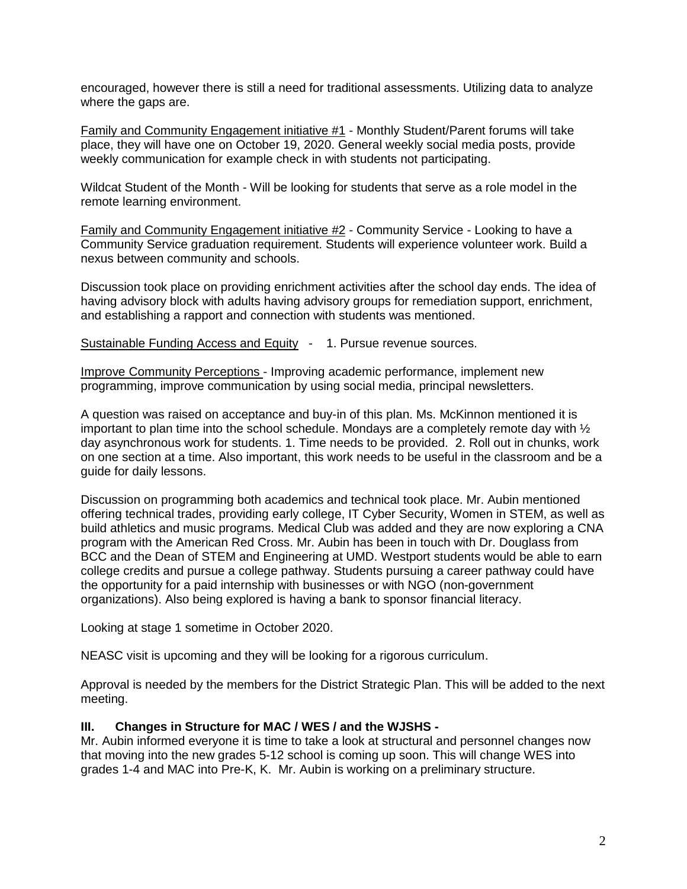encouraged, however there is still a need for traditional assessments. Utilizing data to analyze where the gaps are.

Family and Community Engagement initiative #1 - Monthly Student/Parent forums will take place, they will have one on October 19, 2020. General weekly social media posts, provide weekly communication for example check in with students not participating.

Wildcat Student of the Month - Will be looking for students that serve as a role model in the remote learning environment.

Family and Community Engagement initiative #2 - Community Service - Looking to have a Community Service graduation requirement. Students will experience volunteer work. Build a nexus between community and schools.

Discussion took place on providing enrichment activities after the school day ends. The idea of having advisory block with adults having advisory groups for remediation support, enrichment, and establishing a rapport and connection with students was mentioned.

Sustainable Funding Access and Equity - 1. Pursue revenue sources.

Improve Community Perceptions - Improving academic performance, implement new programming, improve communication by using social media, principal newsletters.

A question was raised on acceptance and buy-in of this plan. Ms. McKinnon mentioned it is important to plan time into the school schedule. Mondays are a completely remote day with ½ day asynchronous work for students. 1. Time needs to be provided. 2. Roll out in chunks, work on one section at a time. Also important, this work needs to be useful in the classroom and be a guide for daily lessons.

Discussion on programming both academics and technical took place. Mr. Aubin mentioned offering technical trades, providing early college, IT Cyber Security, Women in STEM, as well as build athletics and music programs. Medical Club was added and they are now exploring a CNA program with the American Red Cross. Mr. Aubin has been in touch with Dr. Douglass from BCC and the Dean of STEM and Engineering at UMD. Westport students would be able to earn college credits and pursue a college pathway. Students pursuing a career pathway could have the opportunity for a paid internship with businesses or with NGO (non-government organizations). Also being explored is having a bank to sponsor financial literacy.

Looking at stage 1 sometime in October 2020.

NEASC visit is upcoming and they will be looking for a rigorous curriculum.

Approval is needed by the members for the District Strategic Plan. This will be added to the next meeting.

**III. Changes in Structure for MAC / WES / and the WJSHS -**

Mr. Aubin informed everyone it is time to take a look at structural and personnel changes now that moving into the new grades 5-12 school is coming up soon. This will change WES into grades 1-4 and MAC into Pre-K, K. Mr. Aubin is working on a preliminary structure.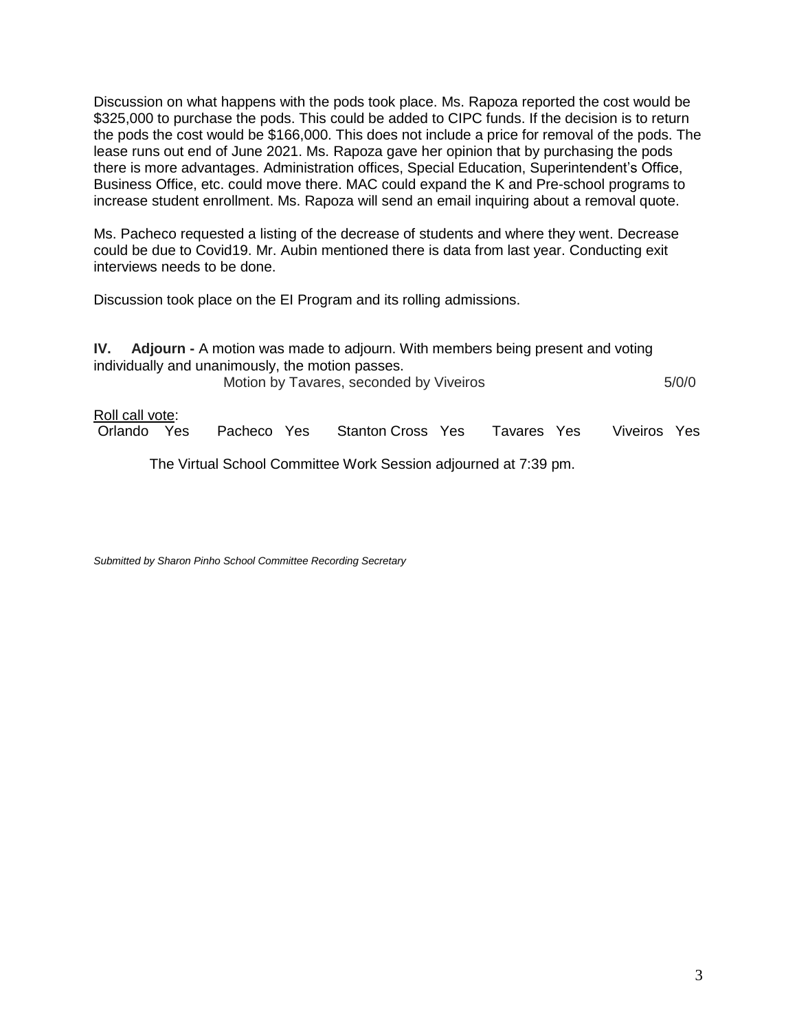Discussion on what happens with the pods took place. Ms. Rapoza reported the cost would be $325,000 to purchase the pods. This could be added to CIPC funds. If the decision is to return the pods the cost would be $166,000. This does not include a price for removal of the pods. The lease runs out end of June 2021. Ms. Rapoza gave her opinion that by purchasing the pods there is more advantages. Administration offices, Special Education, Superintendent's Office, Business Office, etc. could move there. MAC could expand the K and Pre-school programs to increase student enrollment. Ms. Rapoza will send an email inquiring about a removal quote.

Ms. Pacheco requested a listing of the decrease of students and where they went. Decrease could be due to Covid19. Mr. Aubin mentioned there is data from last year. Conducting exit interviews needs to be done.

Discussion took place on the EI Program and its rolling admissions.

**IV. Adjourn -** A motion was made to adjourn. With members being present and voting individually and unanimously, the motion passes.

Motion by Tavares, seconded by Viveiros 5/0/0

Roll call vote:

Orlando Yes Pacheco Yes Stanton Cross Yes Tavares Yes Viveiros Yes

The Virtual School Committee Work Session adjourned at 7:39 pm.

*Submitted by Sharon Pinho School Committee Recording Secretary*